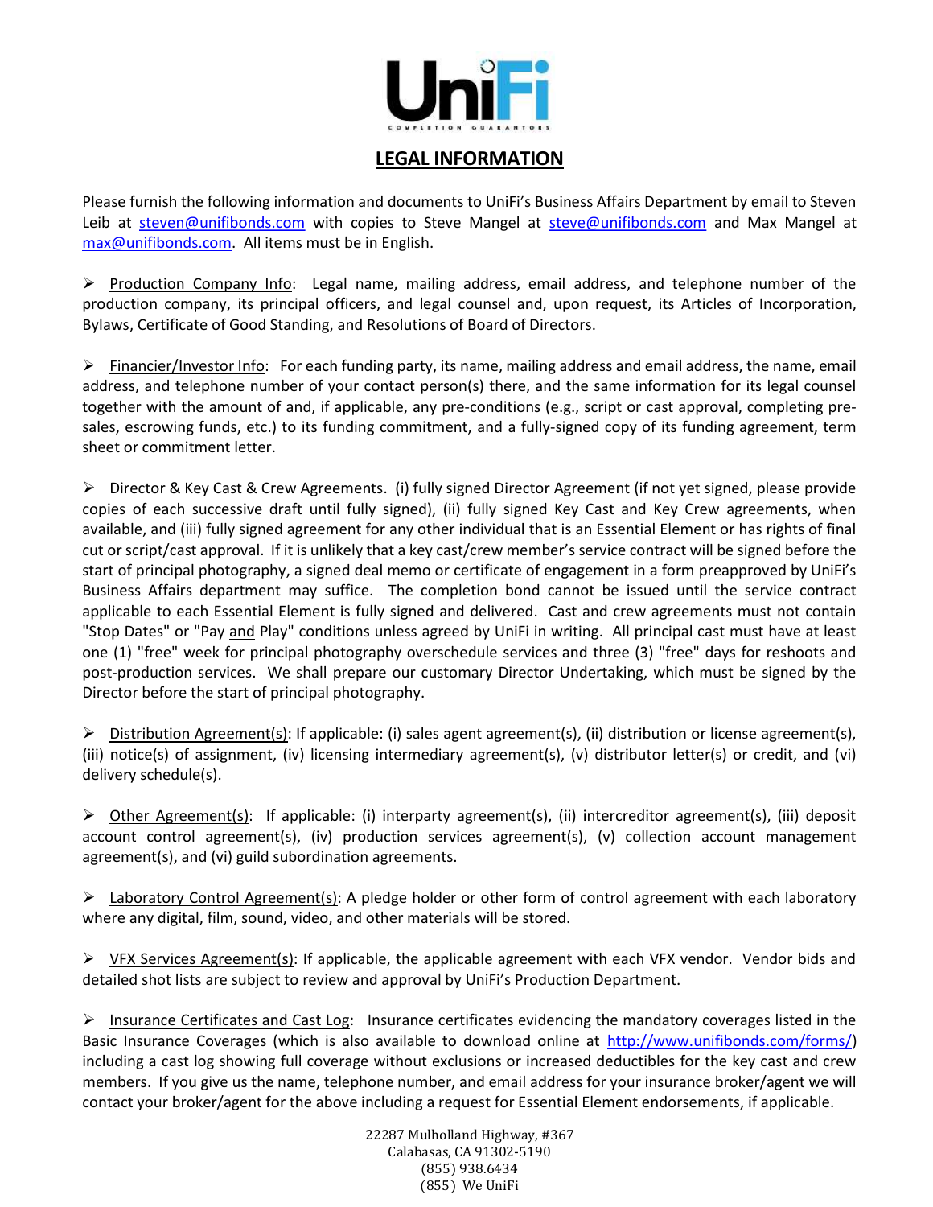# LEGAL INFORMATION

Please furnish the following information and documents to UniFi's Business Affairs Department by email to Steven Leib at steven@unifibonds.com with copies to Steve Mangel at steve@unifibonds.com and Max Mangel at max@unifibonds.com. All items must be in English.

- Production Company Info: Legal name, mailing address, email address, and telephone number of the production company, its principal officers, and legal counsel and, upon request, its Articles of Incorporation, Bylaws, Certificate of Good Standing, and Resolutions of Board of Directors.

- Financier/Investor Info: For each funding party, its name, mailing address and email address, the name, email address, and telephone number of your contact person(s) there, and the same information for its legal counsel together with the amount of and, if applicable, any pre-conditions (e.g., script or cast approval, completing pre-sales, escrowing funds, etc.) to its funding commitment, and a fully-signed copy of its funding agreement, term sheet or commitment letter.

- Director & Key Cast & Crew Agreements. (i) fully signed Director Agreement (if not yet signed, please provide copies of each successive draft until fully signed), (ii) fully signed Key Cast and Key Crew agreements, when available, and (iii) fully signed agreement for any other individual that is an Essential Element or has rights of final cut or script/cast approval. If it is unlikely that a key cast/crew member's service contract will be signed before the start of principal photography, a signed deal memo or certificate of engagement in a form preapproved by UniFi's Business Affairs department may suffice. The completion bond cannot be issued until the service contract applicable to each Essential Element is fully signed and delivered. Cast and crew agreements must not contain "Stop Dates" or "Pay and Play" conditions unless agreed by UniFi in writing. All principal cast must have at least one (1) "free" week for principal photography overschedule services and three (3) "free" days for reshoots and post-production services. We shall prepare our customary Director Undertaking, which must be signed by the Director before the start of principal photography.

- Distribution Agreement(s): If applicable: (i) sales agent agreement(s), (ii) distribution or license agreement(s), (iii) notice(s) of assignment, (iv) licensing intermediary agreement(s), (v) distributor letter(s) or credit, and (vi) delivery schedule(s).

- Other Agreement(s): If applicable: (i) interparty agreement(s), (ii) intercreditor agreement(s), (iii) deposit account control agreement(s), (iv) production services agreement(s), (v) collection account management agreement(s), and (vi) guild subordination agreements.

- Laboratory Control Agreement(s): A pledge holder or other form of control agreement with each laboratory where any digital, film, sound, video, and other materials will be stored.

- VFX Services Agreement(s): If applicable, the applicable agreement with each VFX vendor. Vendor bids and detailed shot lists are subject to review and approval by UniFi's Production Department.

- Insurance Certificates and Cast Log: Insurance certificates evidencing the mandatory coverages listed in the Basic Insurance Coverages (which is also available to download online at http://www.unifibonds.com/forms/) including a cast log showing full coverage without exclusions or increased deductibles for the key cast and crew members. If you give us the name, telephone number, and email address for your insurance broker/agent we will contact your broker/agent for the above including a request for Essential Element endorsements, if applicable.

22287 Mulholland Highway, #367
Calabasas, CA 91302-5190
(855) 938.6434
(855) We UniFi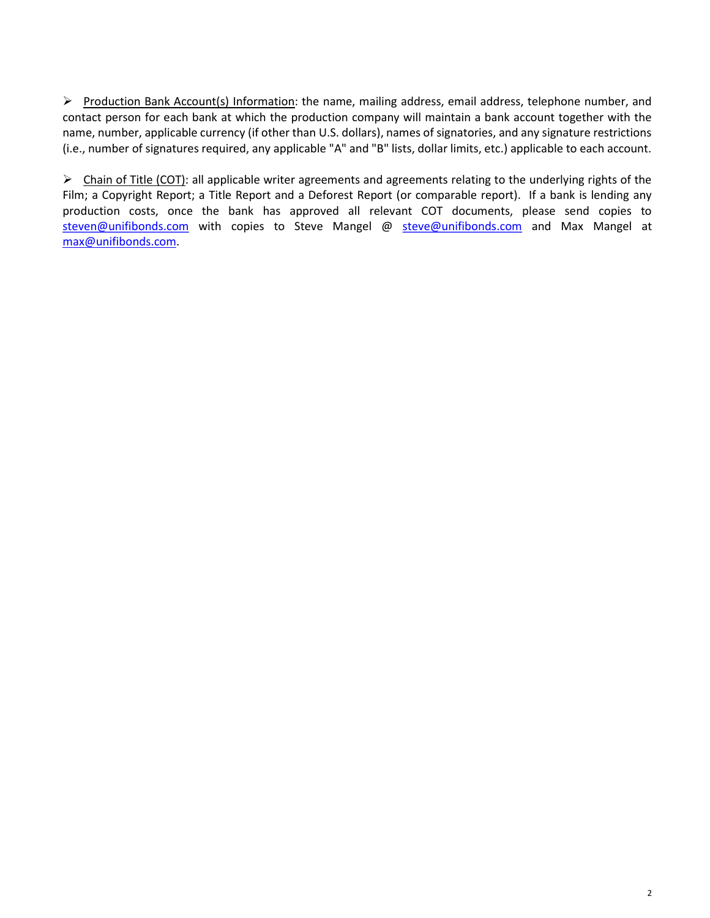- <u>Production Bank Account(s) Information</u>: the name, mailing address, email address, telephone number, and contact person for each bank at which the production company will maintain a bank account together with the name, number, applicable currency (if other than U.S. dollars), names of signatories, and any signature restrictions (i.e., number of signatures required, any applicable "A" and "B" lists, dollar limits, etc.) applicable to each account.

- <u>Chain of Title (COT)</u>: all applicable writer agreements and agreements relating to the underlying rights of the Film; a Copyright Report; a Title Report and a Deforest Report (or comparable report). If a bank is lending any production costs, once the bank has approved all relevant COT documents, please send copies to steven@unifibonds.com with copies to Steve Mangel @ steve@unifibonds.com and Max Mangel at max@unifibonds.com.